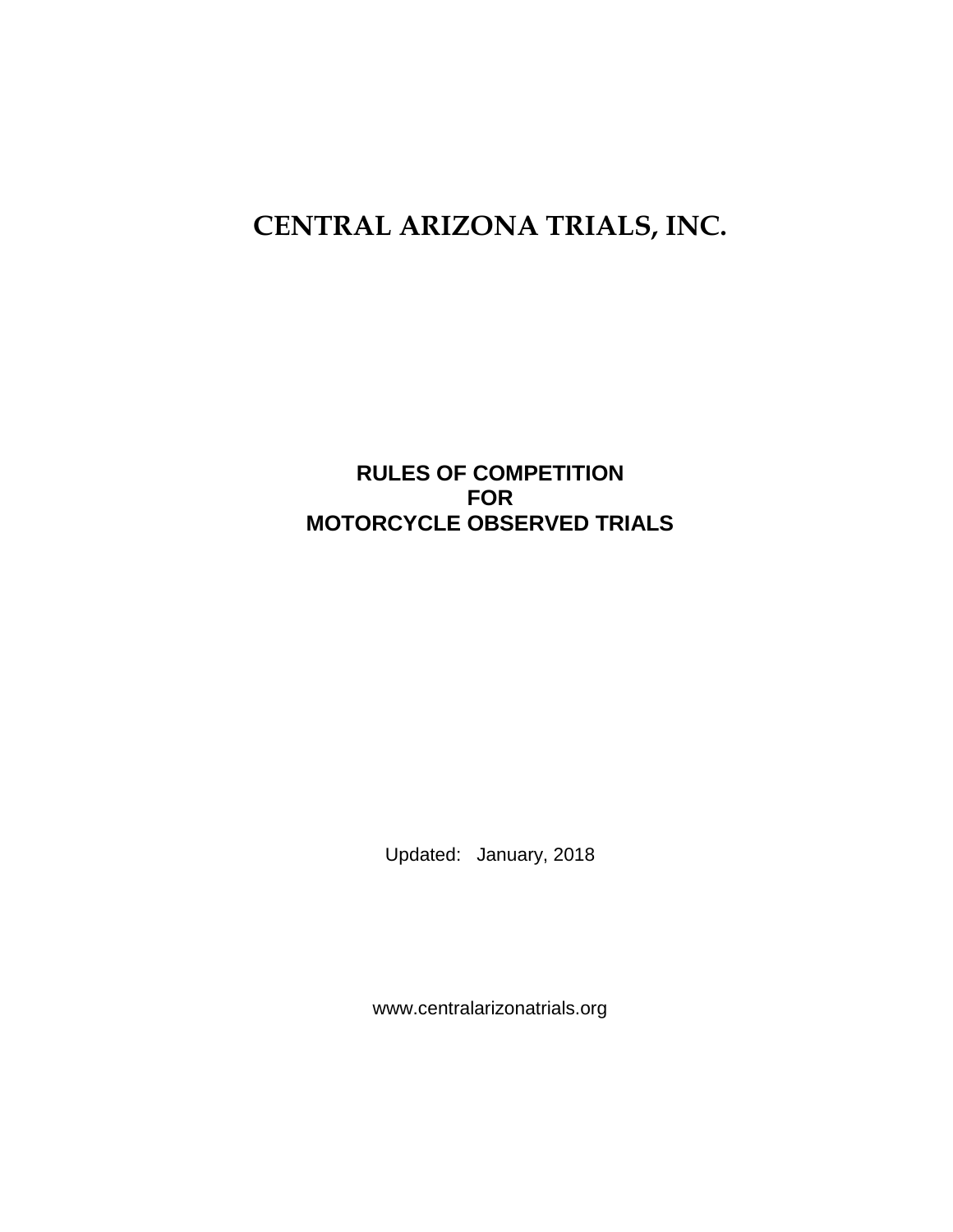# CENTRAL ARIZONA TRIALS, INC.

## RULES OF COMPETITION
## FOR
## MOTORCYCLE OBSERVED TRIALS

Updated: January, 2018

www.centralarizonatrials.org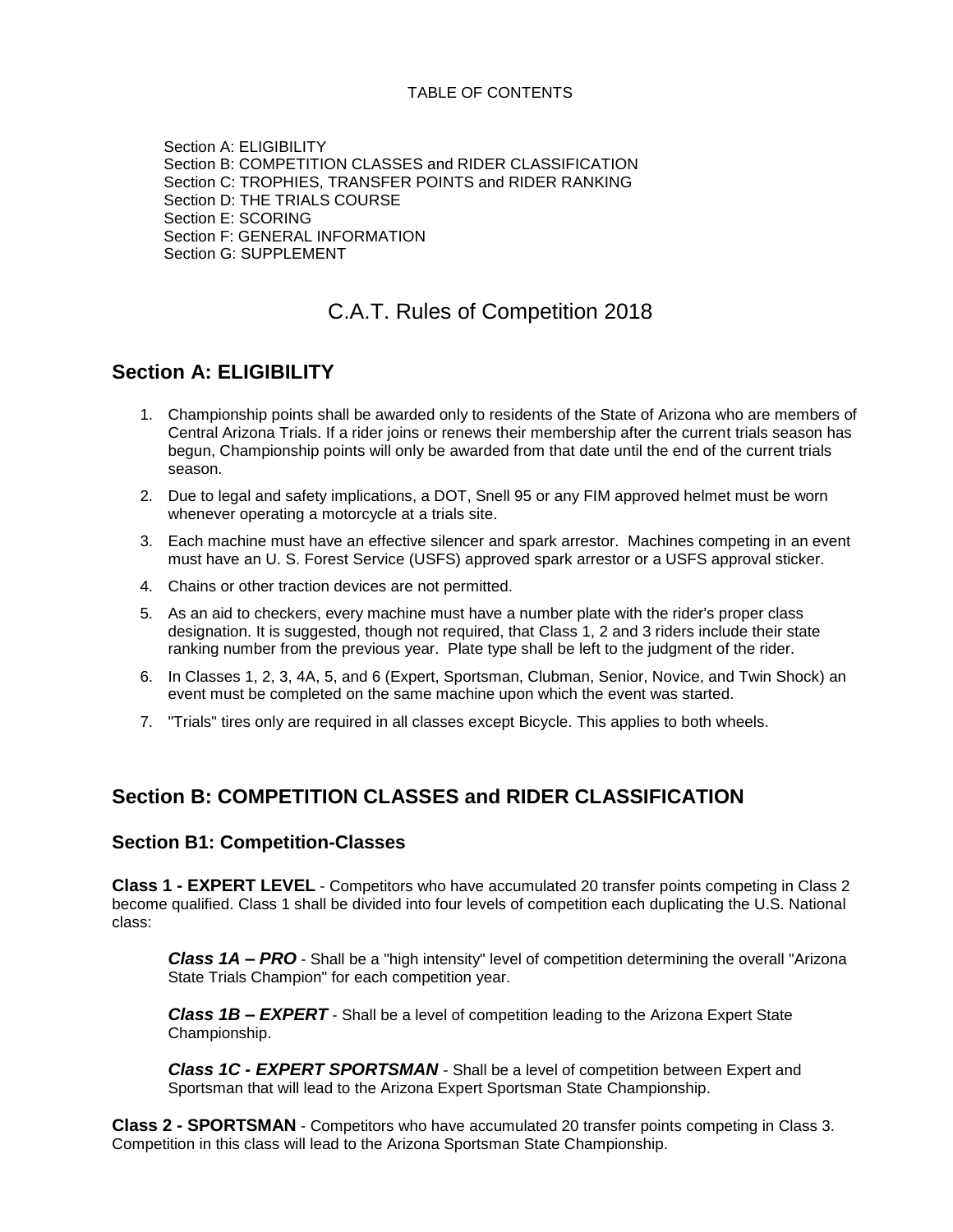TABLE OF CONTENTS

Section A: ELIGIBILITY
Section B: COMPETITION CLASSES and RIDER CLASSIFICATION
Section C: TROPHIES, TRANSFER POINTS and RIDER RANKING
Section D: THE TRIALS COURSE
Section E: SCORING
Section F: GENERAL INFORMATION
Section G: SUPPLEMENT

# C.A.T. Rules of Competition 2018

## Section A: ELIGIBILITY

1. Championship points shall be awarded only to residents of the State of Arizona who are members of Central Arizona Trials. If a rider joins or renews their membership after the current trials season has begun, Championship points will only be awarded from that date until the end of the current trials season.
2. Due to legal and safety implications, a DOT, Snell 95 or any FIM approved helmet must be worn whenever operating a motorcycle at a trials site.
3. Each machine must have an effective silencer and spark arrestor. Machines competing in an event must have an U. S. Forest Service (USFS) approved spark arrestor or a USFS approval sticker.
4. Chains or other traction devices are not permitted.
5. As an aid to checkers, every machine must have a number plate with the rider's proper class designation. It is suggested, though not required, that Class 1, 2 and 3 riders include their state ranking number from the previous year. Plate type shall be left to the judgment of the rider.
6. In Classes 1, 2, 3, 4A, 5, and 6 (Expert, Sportsman, Clubman, Senior, Novice, and Twin Shock) an event must be completed on the same machine upon which the event was started.
7. "Trials" tires only are required in all classes except Bicycle. This applies to both wheels.

## Section B: COMPETITION CLASSES and RIDER CLASSIFICATION

### Section B1: Competition-Classes

**Class 1 - EXPERT LEVEL** - Competitors who have accumulated 20 transfer points competing in Class 2 become qualified. Class 1 shall be divided into four levels of competition each duplicating the U.S. National class:

> ***Class 1A – PRO*** - Shall be a "high intensity" level of competition determining the overall "Arizona State Trials Champion" for each competition year.
>
> ***Class 1B – EXPERT*** - Shall be a level of competition leading to the Arizona Expert State Championship.
>
> ***Class 1C - EXPERT SPORTSMAN*** - Shall be a level of competition between Expert and Sportsman that will lead to the Arizona Expert Sportsman State Championship.

**Class 2 - SPORTSMAN** - Competitors who have accumulated 20 transfer points competing in Class 3. Competition in this class will lead to the Arizona Sportsman State Championship.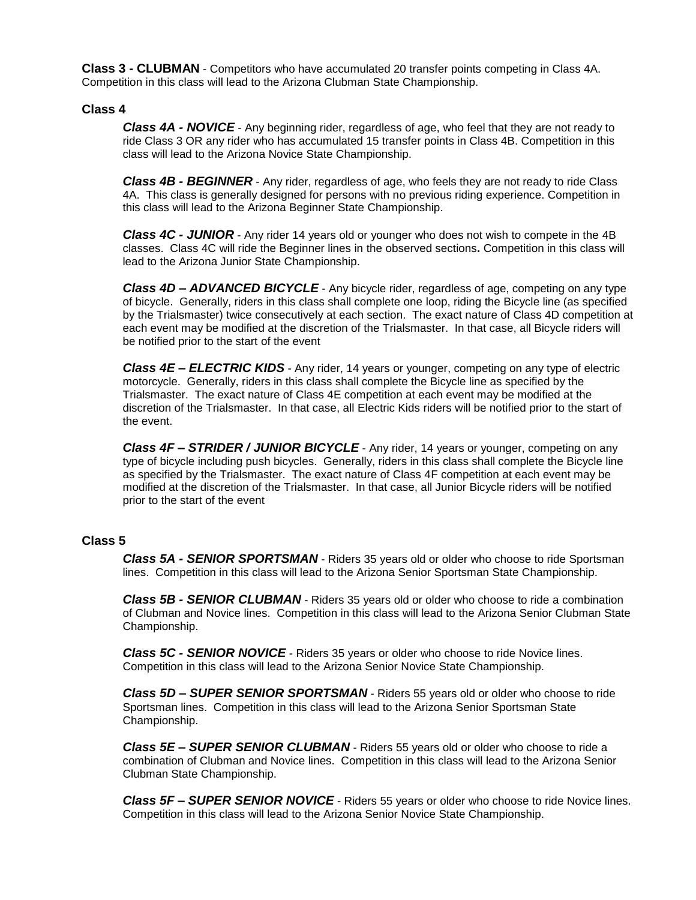**Class 3 - CLUBMAN** - Competitors who have accumulated 20 transfer points competing in Class 4A. Competition in this class will lead to the Arizona Clubman State Championship.

### Class 4

***Class 4A - NOVICE*** - Any beginning rider, regardless of age, who feel that they are not ready to ride Class 3 OR any rider who has accumulated 15 transfer points in Class 4B. Competition in this class will lead to the Arizona Novice State Championship.

***Class 4B - BEGINNER*** - Any rider, regardless of age, who feels they are not ready to ride Class 4A. This class is generally designed for persons with no previous riding experience. Competition in this class will lead to the Arizona Beginner State Championship.

***Class 4C - JUNIOR*** - Any rider 14 years old or younger who does not wish to compete in the 4B classes. Class 4C will ride the Beginner lines in the observed sections**.** Competition in this class will lead to the Arizona Junior State Championship.

***Class 4D – ADVANCED BICYCLE*** - Any bicycle rider, regardless of age, competing on any type of bicycle. Generally, riders in this class shall complete one loop, riding the Bicycle line (as specified by the Trialsmaster) twice consecutively at each section. The exact nature of Class 4D competition at each event may be modified at the discretion of the Trialsmaster. In that case, all Bicycle riders will be notified prior to the start of the event

***Class 4E – ELECTRIC KIDS*** - Any rider, 14 years or younger, competing on any type of electric motorcycle. Generally, riders in this class shall complete the Bicycle line as specified by the Trialsmaster. The exact nature of Class 4E competition at each event may be modified at the discretion of the Trialsmaster. In that case, all Electric Kids riders will be notified prior to the start of the event.

***Class 4F – STRIDER / JUNIOR BICYCLE*** - Any rider, 14 years or younger, competing on any type of bicycle including push bicycles. Generally, riders in this class shall complete the Bicycle line as specified by the Trialsmaster. The exact nature of Class 4F competition at each event may be modified at the discretion of the Trialsmaster. In that case, all Junior Bicycle riders will be notified prior to the start of the event

### Class 5

***Class 5A - SENIOR SPORTSMAN*** - Riders 35 years old or older who choose to ride Sportsman lines. Competition in this class will lead to the Arizona Senior Sportsman State Championship.

***Class 5B - SENIOR CLUBMAN*** - Riders 35 years old or older who choose to ride a combination of Clubman and Novice lines. Competition in this class will lead to the Arizona Senior Clubman State Championship.

***Class 5C - SENIOR NOVICE*** - Riders 35 years or older who choose to ride Novice lines. Competition in this class will lead to the Arizona Senior Novice State Championship.

***Class 5D – SUPER SENIOR SPORTSMAN*** - Riders 55 years old or older who choose to ride Sportsman lines. Competition in this class will lead to the Arizona Senior Sportsman State Championship.

***Class 5E – SUPER SENIOR CLUBMAN*** - Riders 55 years old or older who choose to ride a combination of Clubman and Novice lines. Competition in this class will lead to the Arizona Senior Clubman State Championship.

***Class 5F – SUPER SENIOR NOVICE*** - Riders 55 years or older who choose to ride Novice lines. Competition in this class will lead to the Arizona Senior Novice State Championship.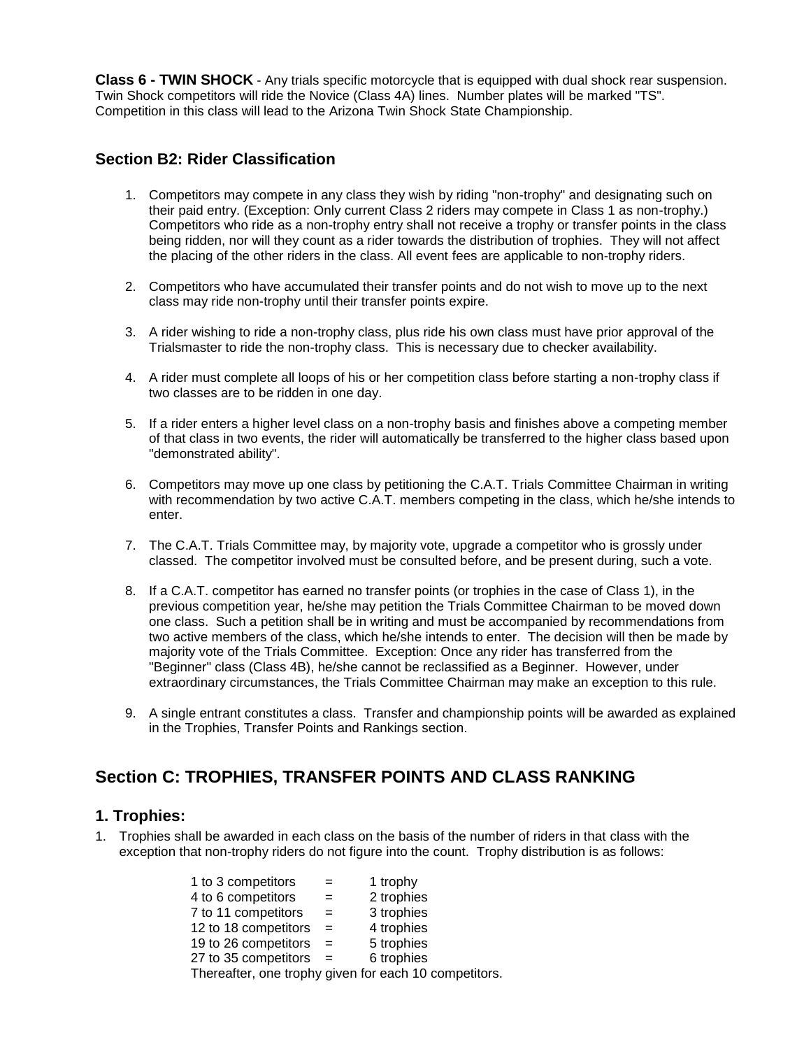**Class 6 - TWIN SHOCK** - Any trials specific motorcycle that is equipped with dual shock rear suspension. Twin Shock competitors will ride the Novice (Class 4A) lines. Number plates will be marked "TS". Competition in this class will lead to the Arizona Twin Shock State Championship.

### Section B2: Rider Classification

1. Competitors may compete in any class they wish by riding "non-trophy" and designating such on their paid entry. (Exception: Only current Class 2 riders may compete in Class 1 as non-trophy.) Competitors who ride as a non-trophy entry shall not receive a trophy or transfer points in the class being ridden, nor will they count as a rider towards the distribution of trophies. They will not affect the placing of the other riders in the class. All event fees are applicable to non-trophy riders.

2. Competitors who have accumulated their transfer points and do not wish to move up to the next class may ride non-trophy until their transfer points expire.

3. A rider wishing to ride a non-trophy class, plus ride his own class must have prior approval of the Trialsmaster to ride the non-trophy class. This is necessary due to checker availability.

4. A rider must complete all loops of his or her competition class before starting a non-trophy class if two classes are to be ridden in one day.

5. If a rider enters a higher level class on a non-trophy basis and finishes above a competing member of that class in two events, the rider will automatically be transferred to the higher class based upon "demonstrated ability".

6. Competitors may move up one class by petitioning the C.A.T. Trials Committee Chairman in writing with recommendation by two active C.A.T. members competing in the class, which he/she intends to enter.

7. The C.A.T. Trials Committee may, by majority vote, upgrade a competitor who is grossly under classed. The competitor involved must be consulted before, and be present during, such a vote.

8. If a C.A.T. competitor has earned no transfer points (or trophies in the case of Class 1), in the previous competition year, he/she may petition the Trials Committee Chairman to be moved down one class. Such a petition shall be in writing and must be accompanied by recommendations from two active members of the class, which he/she intends to enter. The decision will then be made by majority vote of the Trials Committee. Exception: Once any rider has transferred from the "Beginner" class (Class 4B), he/she cannot be reclassified as a Beginner. However, under extraordinary circumstances, the Trials Committee Chairman may make an exception to this rule.

9. A single entrant constitutes a class. Transfer and championship points will be awarded as explained in the Trophies, Transfer Points and Rankings section.

## Section C: TROPHIES, TRANSFER POINTS AND CLASS RANKING

### 1. Trophies:

1. Trophies shall be awarded in each class on the basis of the number of riders in that class with the exception that non-trophy riders do not figure into the count. Trophy distribution is as follows:

| | | |
|---|---|---|
| 1 to 3 competitors | = | 1 trophy |
| 4 to 6 competitors | = | 2 trophies |
| 7 to 11 competitors | = | 3 trophies |
| 12 to 18 competitors | = | 4 trophies |
| 19 to 26 competitors | = | 5 trophies |
| 27 to 35 competitors | = | 6 trophies |

Thereafter, one trophy given for each 10 competitors.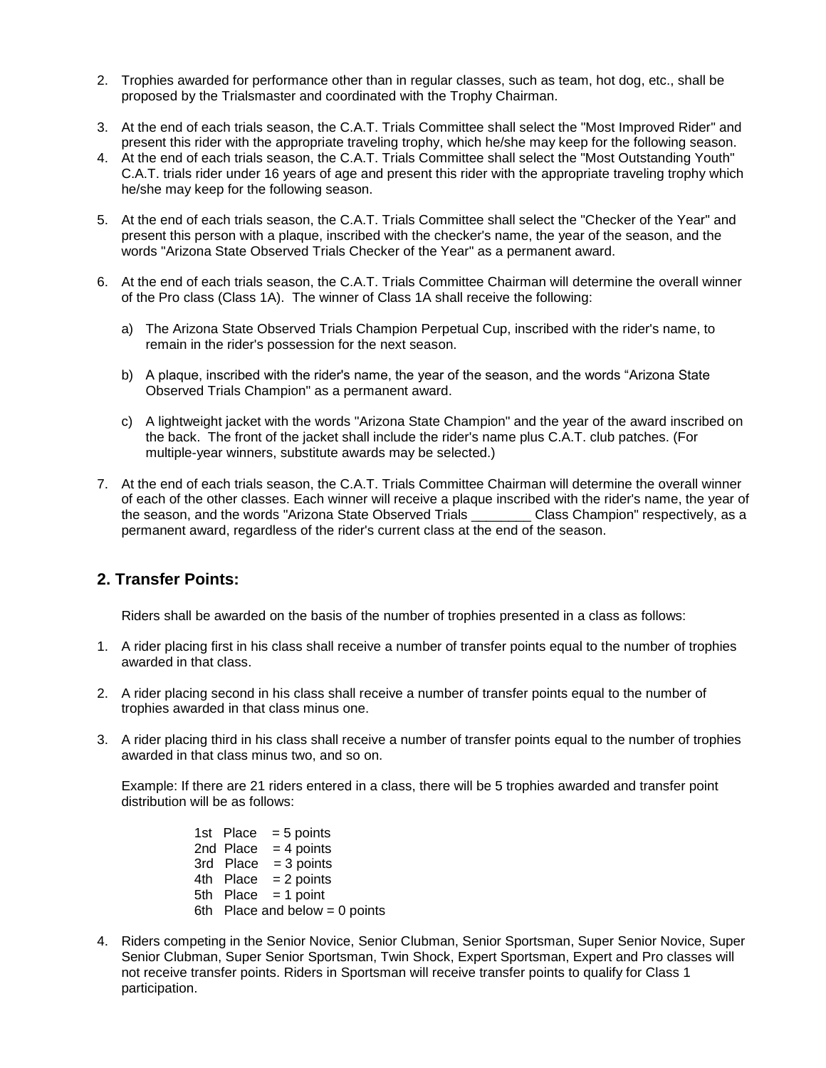2. Trophies awarded for performance other than in regular classes, such as team, hot dog, etc., shall be proposed by the Trialsmaster and coordinated with the Trophy Chairman.

3. At the end of each trials season, the C.A.T. Trials Committee shall select the "Most Improved Rider" and present this rider with the appropriate traveling trophy, which he/she may keep for the following season.
4. At the end of each trials season, the C.A.T. Trials Committee shall select the "Most Outstanding Youth" C.A.T. trials rider under 16 years of age and present this rider with the appropriate traveling trophy which he/she may keep for the following season.

5. At the end of each trials season, the C.A.T. Trials Committee shall select the "Checker of the Year" and present this person with a plaque, inscribed with the checker's name, the year of the season, and the words "Arizona State Observed Trials Checker of the Year" as a permanent award.

6. At the end of each trials season, the C.A.T. Trials Committee Chairman will determine the overall winner of the Pro class (Class 1A). The winner of Class 1A shall receive the following:

   a) The Arizona State Observed Trials Champion Perpetual Cup, inscribed with the rider's name, to remain in the rider's possession for the next season.

   b) A plaque, inscribed with the rider's name, the year of the season, and the words "Arizona State Observed Trials Champion" as a permanent award.

   c) A lightweight jacket with the words "Arizona State Champion" and the year of the award inscribed on the back. The front of the jacket shall include the rider's name plus C.A.T. club patches. (For multiple-year winners, substitute awards may be selected.)

7. At the end of each trials season, the C.A.T. Trials Committee Chairman will determine the overall winner of each of the other classes. Each winner will receive a plaque inscribed with the rider's name, the year of the season, and the words "Arizona State Observed Trials ________ Class Champion" respectively, as a permanent award, regardless of the rider's current class at the end of the season.

## 2. Transfer Points:

Riders shall be awarded on the basis of the number of trophies presented in a class as follows:

1. A rider placing first in his class shall receive a number of transfer points equal to the number of trophies awarded in that class.

2. A rider placing second in his class shall receive a number of transfer points equal to the number of trophies awarded in that class minus one.

3. A rider placing third in his class shall receive a number of transfer points equal to the number of trophies awarded in that class minus two, and so on.

   Example: If there are 21 riders entered in a class, there will be 5 trophies awarded and transfer point distribution will be as follows:

   1st Place = 5 points
   2nd Place = 4 points
   3rd Place = 3 points
   4th Place = 2 points
   5th Place = 1 point
   6th Place and below = 0 points

4. Riders competing in the Senior Novice, Senior Clubman, Senior Sportsman, Super Senior Novice, Super Senior Clubman, Super Senior Sportsman, Twin Shock, Expert Sportsman, Expert and Pro classes will not receive transfer points. Riders in Sportsman will receive transfer points to qualify for Class 1 participation.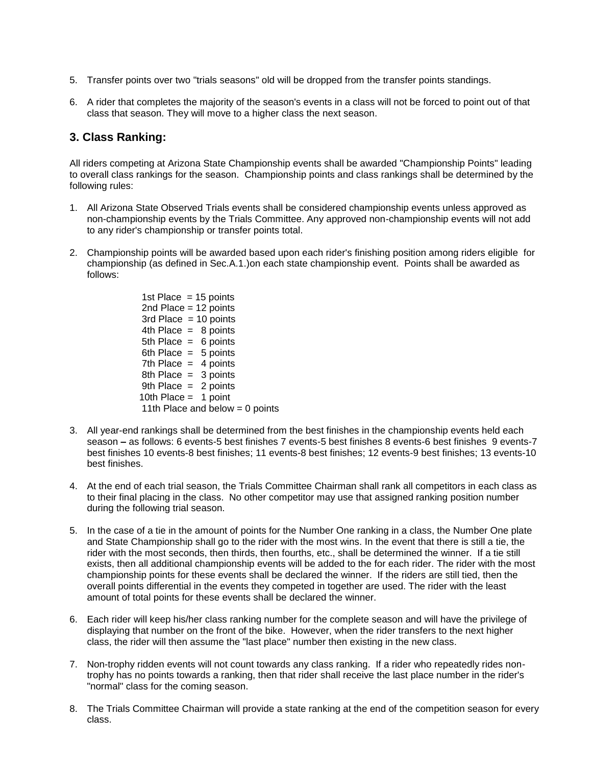5. Transfer points over two "trials seasons" old will be dropped from the transfer points standings.

6. A rider that completes the majority of the season's events in a class will not be forced to point out of that class that season. They will move to a higher class the next season.

## 3. Class Ranking:

All riders competing at Arizona State Championship events shall be awarded "Championship Points" leading to overall class rankings for the season. Championship points and class rankings shall be determined by the following rules:

1. All Arizona State Observed Trials events shall be considered championship events unless approved as non-championship events by the Trials Committee. Any approved non-championship events will not add to any rider's championship or transfer points total.

2. Championship points will be awarded based upon each rider's finishing position among riders eligible for championship (as defined in Sec.A.1.)on each state championship event. Points shall be awarded as follows:

   1st Place = 15 points  
   2nd Place = 12 points  
   3rd Place = 10 points  
   4th Place = 8 points  
   5th Place = 6 points  
   6th Place = 5 points  
   7th Place = 4 points  
   8th Place = 3 points  
   9th Place = 2 points  
   10th Place = 1 point  
   11th Place and below = 0 points

3. All year-end rankings shall be determined from the best finishes in the championship events held each season – as follows: 6 events-5 best finishes 7 events-5 best finishes 8 events-6 best finishes 9 events-7 best finishes 10 events-8 best finishes; 11 events-8 best finishes; 12 events-9 best finishes; 13 events-10 best finishes.

4. At the end of each trial season, the Trials Committee Chairman shall rank all competitors in each class as to their final placing in the class. No other competitor may use that assigned ranking position number during the following trial season.

5. In the case of a tie in the amount of points for the Number One ranking in a class, the Number One plate and State Championship shall go to the rider with the most wins. In the event that there is still a tie, the rider with the most seconds, then thirds, then fourths, etc., shall be determined the winner. If a tie still exists, then all additional championship events will be added to the for each rider. The rider with the most championship points for these events shall be declared the winner. If the riders are still tied, then the overall points differential in the events they competed in together are used. The rider with the least amount of total points for these events shall be declared the winner.

6. Each rider will keep his/her class ranking number for the complete season and will have the privilege of displaying that number on the front of the bike. However, when the rider transfers to the next higher class, the rider will then assume the "last place" number then existing in the new class.

7. Non-trophy ridden events will not count towards any class ranking. If a rider who repeatedly rides non-trophy has no points towards a ranking, then that rider shall receive the last place number in the rider's "normal" class for the coming season.

8. The Trials Committee Chairman will provide a state ranking at the end of the competition season for every class.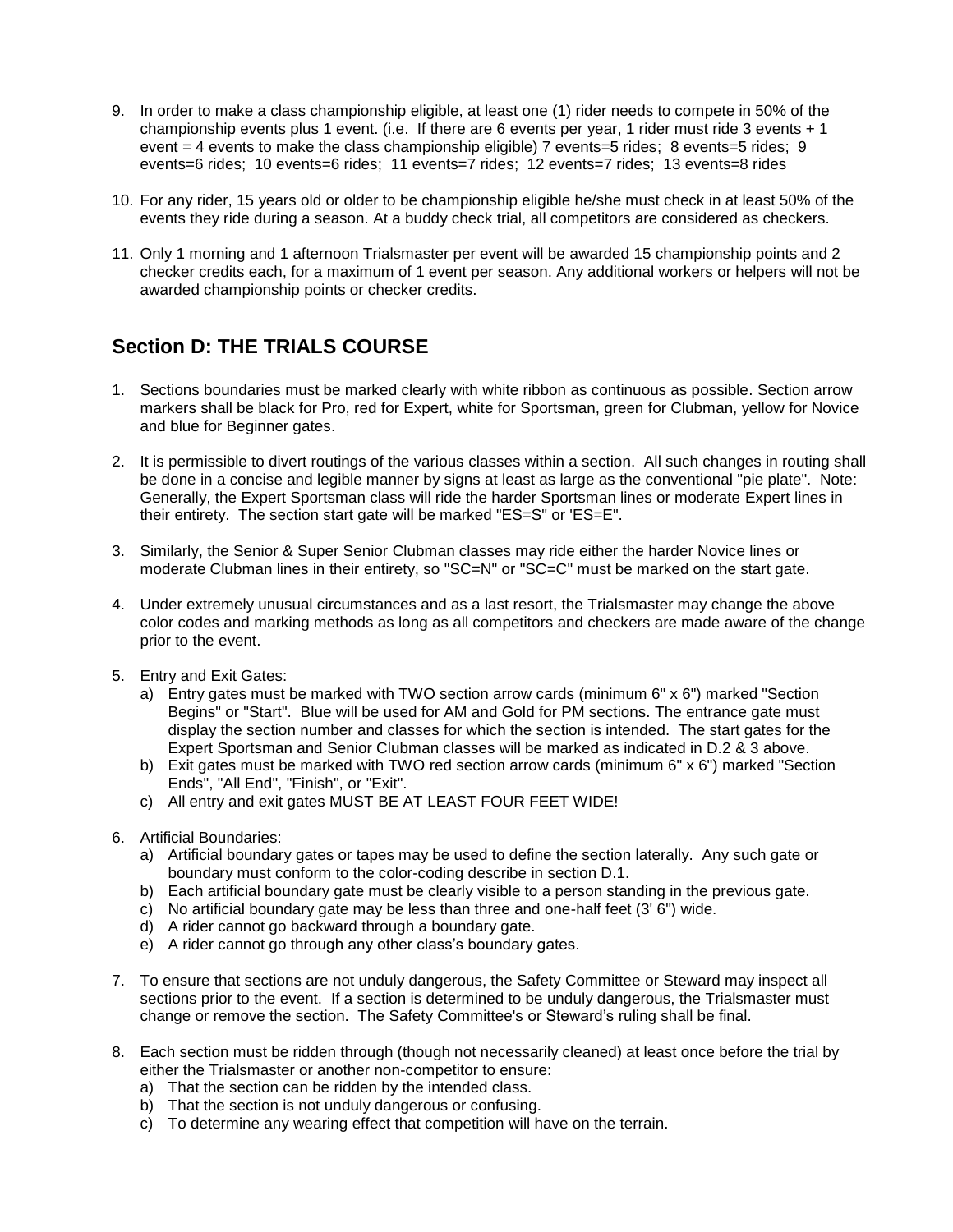9. In order to make a class championship eligible, at least one (1) rider needs to compete in 50% of the championship events plus 1 event. (i.e. If there are 6 events per year, 1 rider must ride 3 events + 1 event = 4 events to make the class championship eligible) 7 events=5 rides; 8 events=5 rides; 9 events=6 rides; 10 events=6 rides; 11 events=7 rides; 12 events=7 rides; 13 events=8 rides

10. For any rider, 15 years old or older to be championship eligible he/she must check in at least 50% of the events they ride during a season. At a buddy check trial, all competitors are considered as checkers.

11. Only 1 morning and 1 afternoon Trialsmaster per event will be awarded 15 championship points and 2 checker credits each, for a maximum of 1 event per season. Any additional workers or helpers will not be awarded championship points or checker credits.

## Section D: THE TRIALS COURSE

1. Sections boundaries must be marked clearly with white ribbon as continuous as possible. Section arrow markers shall be black for Pro, red for Expert, white for Sportsman, green for Clubman, yellow for Novice and blue for Beginner gates.

2. It is permissible to divert routings of the various classes within a section. All such changes in routing shall be done in a concise and legible manner by signs at least as large as the conventional "pie plate". Note: Generally, the Expert Sportsman class will ride the harder Sportsman lines or moderate Expert lines in their entirety. The section start gate will be marked "ES=S" or 'ES=E".

3. Similarly, the Senior & Super Senior Clubman classes may ride either the harder Novice lines or moderate Clubman lines in their entirety, so "SC=N" or "SC=C" must be marked on the start gate.

4. Under extremely unusual circumstances and as a last resort, the Trialsmaster may change the above color codes and marking methods as long as all competitors and checkers are made aware of the change prior to the event.

5. Entry and Exit Gates:
   a) Entry gates must be marked with TWO section arrow cards (minimum 6" x 6") marked "Section Begins" or "Start". Blue will be used for AM and Gold for PM sections. The entrance gate must display the section number and classes for which the section is intended. The start gates for the Expert Sportsman and Senior Clubman classes will be marked as indicated in D.2 & 3 above.
   b) Exit gates must be marked with TWO red section arrow cards (minimum 6" x 6") marked "Section Ends", "All End", "Finish", or "Exit".
   c) All entry and exit gates MUST BE AT LEAST FOUR FEET WIDE!

6. Artificial Boundaries:
   a) Artificial boundary gates or tapes may be used to define the section laterally. Any such gate or boundary must conform to the color-coding describe in section D.1.
   b) Each artificial boundary gate must be clearly visible to a person standing in the previous gate.
   c) No artificial boundary gate may be less than three and one-half feet (3' 6") wide.
   d) A rider cannot go backward through a boundary gate.
   e) A rider cannot go through any other class's boundary gates.

7. To ensure that sections are not unduly dangerous, the Safety Committee or Steward may inspect all sections prior to the event. If a section is determined to be unduly dangerous, the Trialsmaster must change or remove the section. The Safety Committee's or Steward's ruling shall be final.

8. Each section must be ridden through (though not necessarily cleaned) at least once before the trial by either the Trialsmaster or another non-competitor to ensure:
   a) That the section can be ridden by the intended class.
   b) That the section is not unduly dangerous or confusing.
   c) To determine any wearing effect that competition will have on the terrain.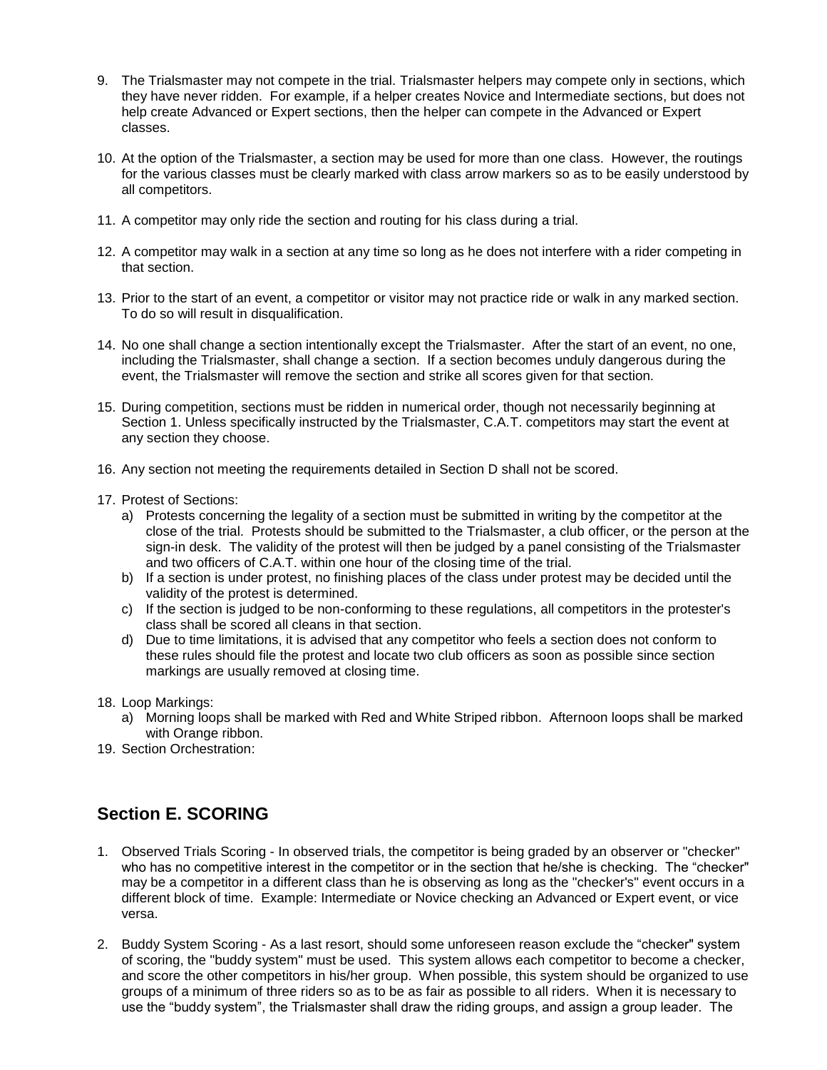9. The Trialsmaster may not compete in the trial. Trialsmaster helpers may compete only in sections, which they have never ridden. For example, if a helper creates Novice and Intermediate sections, but does not help create Advanced or Expert sections, then the helper can compete in the Advanced or Expert classes.

10. At the option of the Trialsmaster, a section may be used for more than one class. However, the routings for the various classes must be clearly marked with class arrow markers so as to be easily understood by all competitors.

11. A competitor may only ride the section and routing for his class during a trial.

12. A competitor may walk in a section at any time so long as he does not interfere with a rider competing in that section.

13. Prior to the start of an event, a competitor or visitor may not practice ride or walk in any marked section. To do so will result in disqualification.

14. No one shall change a section intentionally except the Trialsmaster. After the start of an event, no one, including the Trialsmaster, shall change a section. If a section becomes unduly dangerous during the event, the Trialsmaster will remove the section and strike all scores given for that section.

15. During competition, sections must be ridden in numerical order, though not necessarily beginning at Section 1. Unless specifically instructed by the Trialsmaster, C.A.T. competitors may start the event at any section they choose.

16. Any section not meeting the requirements detailed in Section D shall not be scored.

17. Protest of Sections:
    a) Protests concerning the legality of a section must be submitted in writing by the competitor at the close of the trial. Protests should be submitted to the Trialsmaster, a club officer, or the person at the sign-in desk. The validity of the protest will then be judged by a panel consisting of the Trialsmaster and two officers of C.A.T. within one hour of the closing time of the trial.
    b) If a section is under protest, no finishing places of the class under protest may be decided until the validity of the protest is determined.
    c) If the section is judged to be non-conforming to these regulations, all competitors in the protester's class shall be scored all cleans in that section.
    d) Due to time limitations, it is advised that any competitor who feels a section does not conform to these rules should file the protest and locate two club officers as soon as possible since section markings are usually removed at closing time.

18. Loop Markings:
    a) Morning loops shall be marked with Red and White Striped ribbon. Afternoon loops shall be marked with Orange ribbon.

19. Section Orchestration:

## Section E. SCORING

1. Observed Trials Scoring - In observed trials, the competitor is being graded by an observer or "checker" who has no competitive interest in the competitor or in the section that he/she is checking. The "checker" may be a competitor in a different class than he is observing as long as the "checker's" event occurs in a different block of time. Example: Intermediate or Novice checking an Advanced or Expert event, or vice versa.

2. Buddy System Scoring - As a last resort, should some unforeseen reason exclude the "checker" system of scoring, the "buddy system" must be used. This system allows each competitor to become a checker, and score the other competitors in his/her group. When possible, this system should be organized to use groups of a minimum of three riders so as to be as fair as possible to all riders. When it is necessary to use the "buddy system", the Trialsmaster shall draw the riding groups, and assign a group leader. The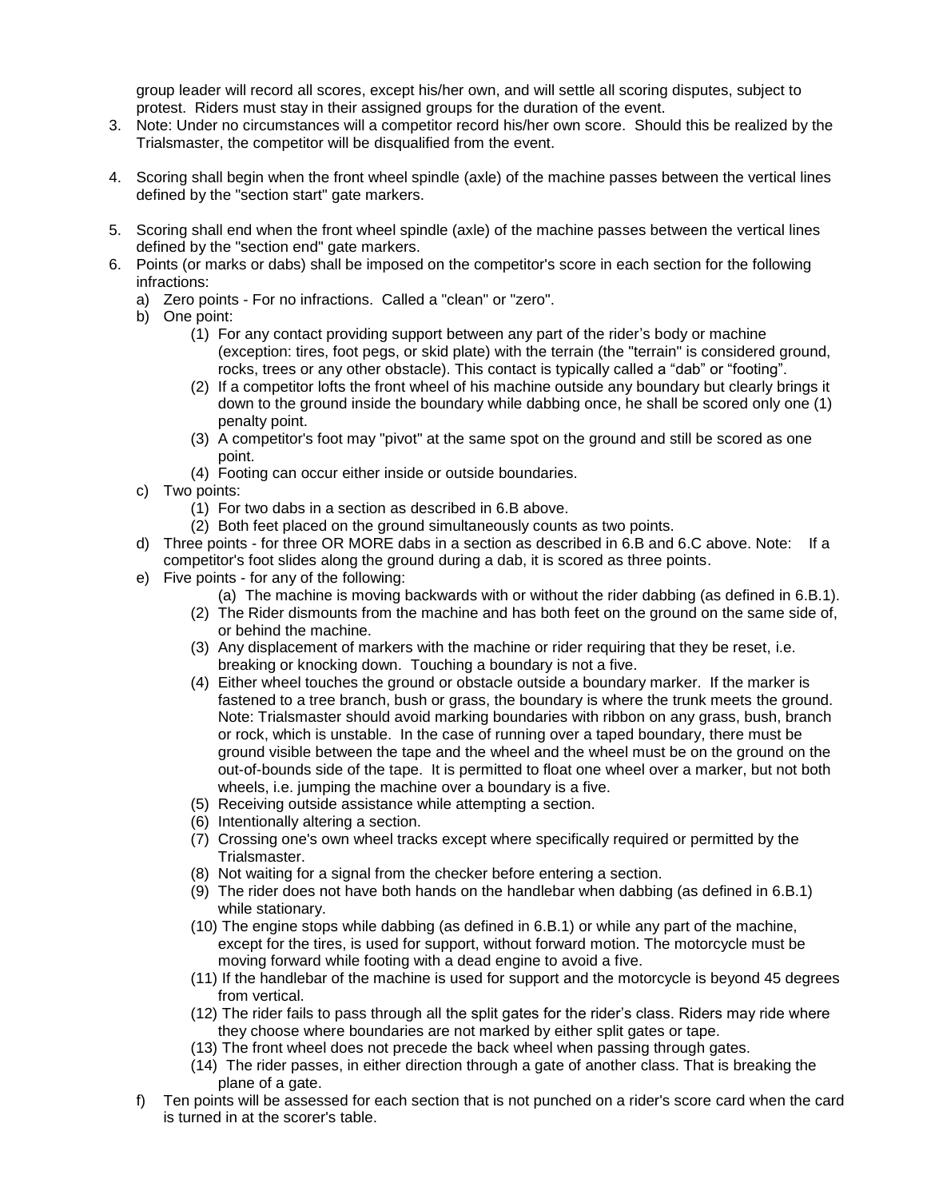group leader will record all scores, except his/her own, and will settle all scoring disputes, subject to protest. Riders must stay in their assigned groups for the duration of the event.

3. Note: Under no circumstances will a competitor record his/her own score. Should this be realized by the Trialsmaster, the competitor will be disqualified from the event.

4. Scoring shall begin when the front wheel spindle (axle) of the machine passes between the vertical lines defined by the "section start" gate markers.

5. Scoring shall end when the front wheel spindle (axle) of the machine passes between the vertical lines defined by the "section end" gate markers.

6. Points (or marks or dabs) shall be imposed on the competitor's score in each section for the following infractions:
   a) Zero points - For no infractions. Called a "clean" or "zero".
   b) One point:
      (1) For any contact providing support between any part of the rider's body or machine (exception: tires, foot pegs, or skid plate) with the terrain (the "terrain" is considered ground, rocks, trees or any other obstacle). This contact is typically called a "dab" or "footing".
      (2) If a competitor lofts the front wheel of his machine outside any boundary but clearly brings it down to the ground inside the boundary while dabbing once, he shall be scored only one (1) penalty point.
      (3) A competitor's foot may "pivot" at the same spot on the ground and still be scored as one point.
      (4) Footing can occur either inside or outside boundaries.
   c) Two points:
      (1) For two dabs in a section as described in 6.B above.
      (2) Both feet placed on the ground simultaneously counts as two points.
   d) Three points - for three OR MORE dabs in a section as described in 6.B and 6.C above. Note: If a competitor's foot slides along the ground during a dab, it is scored as three points.
   e) Five points - for any of the following:
      (a) The machine is moving backwards with or without the rider dabbing (as defined in 6.B.1).
      (2) The Rider dismounts from the machine and has both feet on the ground on the same side of, or behind the machine.
      (3) Any displacement of markers with the machine or rider requiring that they be reset, i.e. breaking or knocking down. Touching a boundary is not a five.
      (4) Either wheel touches the ground or obstacle outside a boundary marker. If the marker is fastened to a tree branch, bush or grass, the boundary is where the trunk meets the ground. Note: Trialsmaster should avoid marking boundaries with ribbon on any grass, bush, branch or rock, which is unstable. In the case of running over a taped boundary, there must be ground visible between the tape and the wheel and the wheel must be on the ground on the out-of-bounds side of the tape. It is permitted to float one wheel over a marker, but not both wheels, i.e. jumping the machine over a boundary is a five.
      (5) Receiving outside assistance while attempting a section.
      (6) Intentionally altering a section.
      (7) Crossing one's own wheel tracks except where specifically required or permitted by the Trialsmaster.
      (8) Not waiting for a signal from the checker before entering a section.
      (9) The rider does not have both hands on the handlebar when dabbing (as defined in 6.B.1) while stationary.
      (10) The engine stops while dabbing (as defined in 6.B.1) or while any part of the machine, except for the tires, is used for support, without forward motion. The motorcycle must be moving forward while footing with a dead engine to avoid a five.
      (11) If the handlebar of the machine is used for support and the motorcycle is beyond 45 degrees from vertical.
      (12) The rider fails to pass through all the split gates for the rider's class. Riders may ride where they choose where boundaries are not marked by either split gates or tape.
      (13) The front wheel does not precede the back wheel when passing through gates.
      (14) The rider passes, in either direction through a gate of another class. That is breaking the plane of a gate.
   f) Ten points will be assessed for each section that is not punched on a rider's score card when the card is turned in at the scorer's table.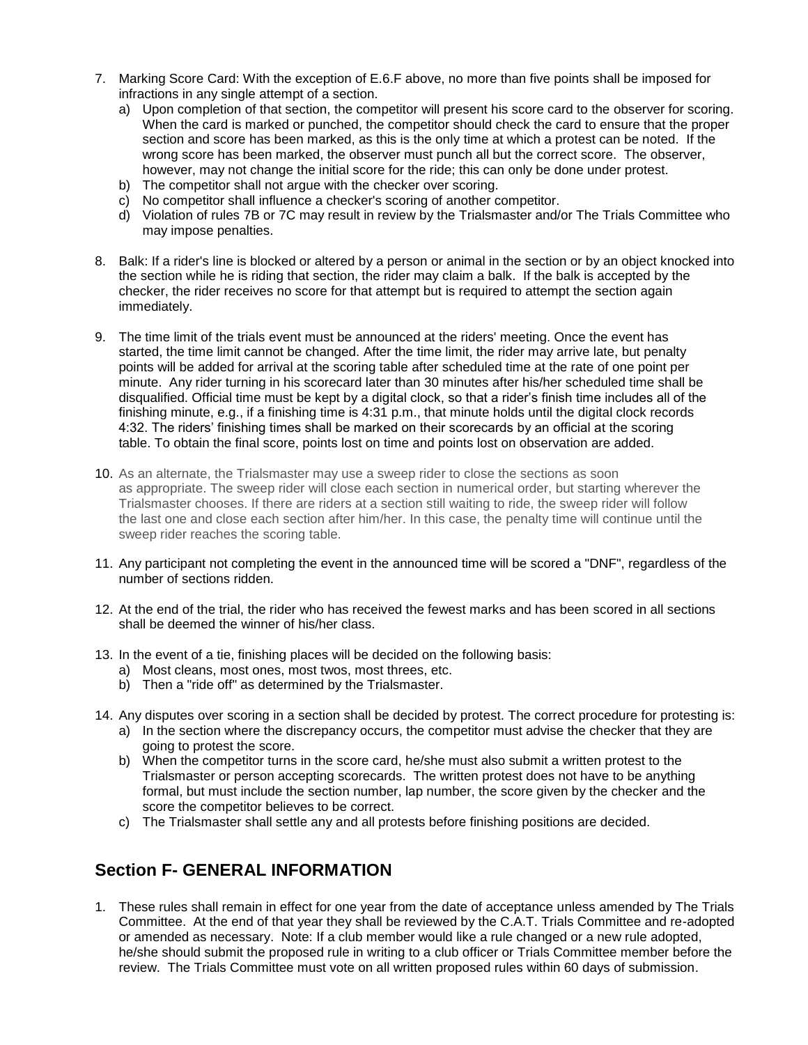7. Marking Score Card: With the exception of E.6.F above, no more than five points shall be imposed for infractions in any single attempt of a section.
   a) Upon completion of that section, the competitor will present his score card to the observer for scoring. When the card is marked or punched, the competitor should check the card to ensure that the proper section and score has been marked, as this is the only time at which a protest can be noted. If the wrong score has been marked, the observer must punch all but the correct score. The observer, however, may not change the initial score for the ride; this can only be done under protest.
   b) The competitor shall not argue with the checker over scoring.
   c) No competitor shall influence a checker's scoring of another competitor.
   d) Violation of rules 7B or 7C may result in review by the Trialsmaster and/or The Trials Committee who may impose penalties.

8. Balk: If a rider's line is blocked or altered by a person or animal in the section or by an object knocked into the section while he is riding that section, the rider may claim a balk. If the balk is accepted by the checker, the rider receives no score for that attempt but is required to attempt the section again immediately.

9. The time limit of the trials event must be announced at the riders' meeting. Once the event has started, the time limit cannot be changed. After the time limit, the rider may arrive late, but penalty points will be added for arrival at the scoring table after scheduled time at the rate of one point per minute. Any rider turning in his scorecard later than 30 minutes after his/her scheduled time shall be disqualified. Official time must be kept by a digital clock, so that a rider's finish time includes all of the finishing minute, e.g., if a finishing time is 4:31 p.m., that minute holds until the digital clock records 4:32. The riders' finishing times shall be marked on their scorecards by an official at the scoring table. To obtain the final score, points lost on time and points lost on observation are added.

10. As an alternate, the Trialsmaster may use a sweep rider to close the sections as soon as appropriate. The sweep rider will close each section in numerical order, but starting wherever the Trialsmaster chooses. If there are riders at a section still waiting to ride, the sweep rider will follow the last one and close each section after him/her. In this case, the penalty time will continue until the sweep rider reaches the scoring table.

11. Any participant not completing the event in the announced time will be scored a "DNF", regardless of the number of sections ridden.

12. At the end of the trial, the rider who has received the fewest marks and has been scored in all sections shall be deemed the winner of his/her class.

13. In the event of a tie, finishing places will be decided on the following basis:
    a) Most cleans, most ones, most twos, most threes, etc.
    b) Then a "ride off" as determined by the Trialsmaster.

14. Any disputes over scoring in a section shall be decided by protest. The correct procedure for protesting is:
    a) In the section where the discrepancy occurs, the competitor must advise the checker that they are going to protest the score.
    b) When the competitor turns in the score card, he/she must also submit a written protest to the Trialsmaster or person accepting scorecards. The written protest does not have to be anything formal, but must include the section number, lap number, the score given by the checker and the score the competitor believes to be correct.
    c) The Trialsmaster shall settle any and all protests before finishing positions are decided.

## Section F- GENERAL INFORMATION

1. These rules shall remain in effect for one year from the date of acceptance unless amended by The Trials Committee. At the end of that year they shall be reviewed by the C.A.T. Trials Committee and re-adopted or amended as necessary. Note: If a club member would like a rule changed or a new rule adopted, he/she should submit the proposed rule in writing to a club officer or Trials Committee member before the review. The Trials Committee must vote on all written proposed rules within 60 days of submission.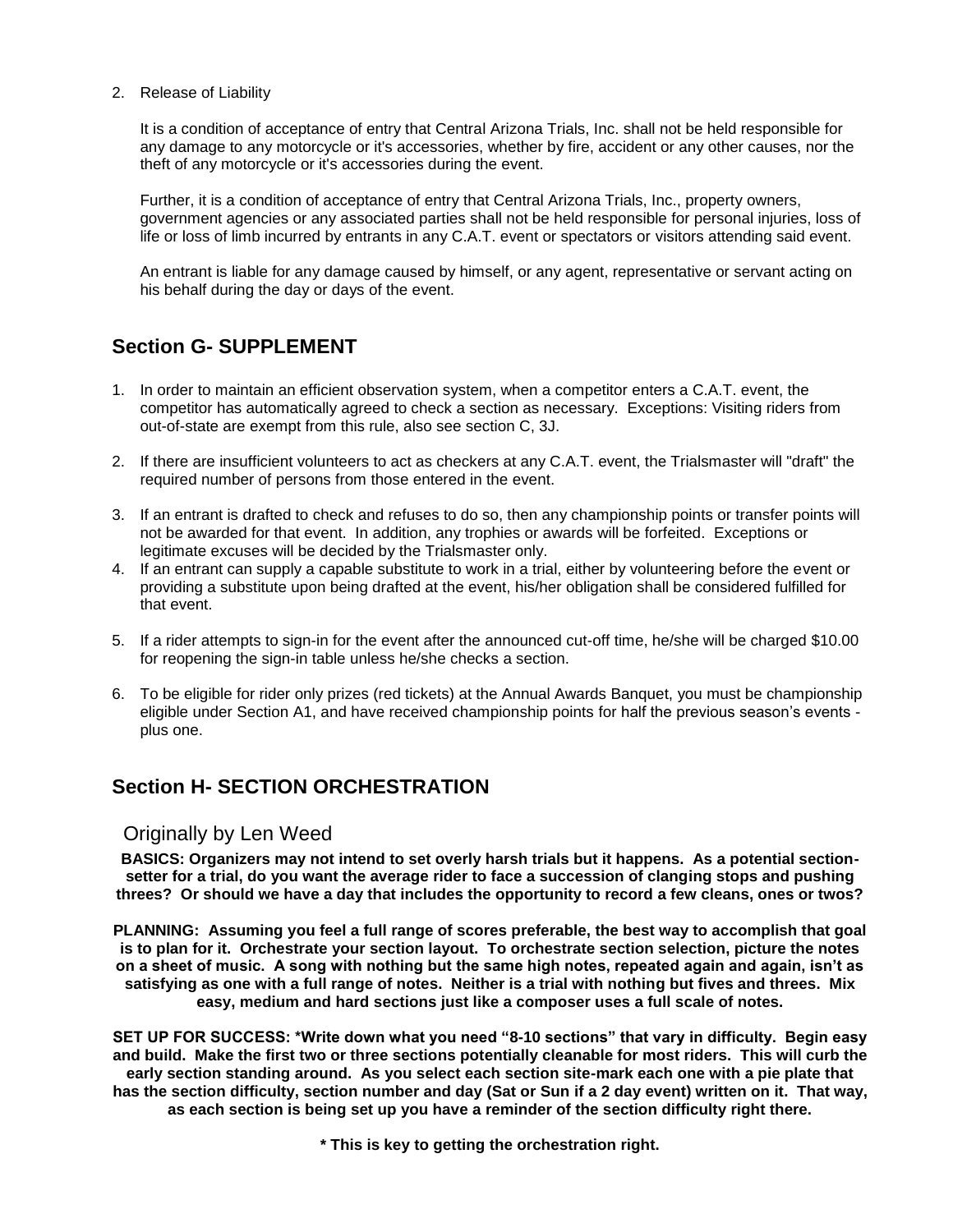2. Release of Liability

   It is a condition of acceptance of entry that Central Arizona Trials, Inc. shall not be held responsible for any damage to any motorcycle or it's accessories, whether by fire, accident or any other causes, nor the theft of any motorcycle or it's accessories during the event.

   Further, it is a condition of acceptance of entry that Central Arizona Trials, Inc., property owners, government agencies or any associated parties shall not be held responsible for personal injuries, loss of life or loss of limb incurred by entrants in any C.A.T. event or spectators or visitors attending said event.

   An entrant is liable for any damage caused by himself, or any agent, representative or servant acting on his behalf during the day or days of the event.

## Section G- SUPPLEMENT

1. In order to maintain an efficient observation system, when a competitor enters a C.A.T. event, the competitor has automatically agreed to check a section as necessary. Exceptions: Visiting riders from out-of-state are exempt from this rule, also see section C, 3J.

2. If there are insufficient volunteers to act as checkers at any C.A.T. event, the Trialsmaster will "draft" the required number of persons from those entered in the event.

3. If an entrant is drafted to check and refuses to do so, then any championship points or transfer points will not be awarded for that event. In addition, any trophies or awards will be forfeited. Exceptions or legitimate excuses will be decided by the Trialsmaster only.
4. If an entrant can supply a capable substitute to work in a trial, either by volunteering before the event or providing a substitute upon being drafted at the event, his/her obligation shall be considered fulfilled for that event.

5. If a rider attempts to sign-in for the event after the announced cut-off time, he/she will be charged $10.00 for reopening the sign-in table unless he/she checks a section.

6. To be eligible for rider only prizes (red tickets) at the Annual Awards Banquet, you must be championship eligible under Section A1, and have received championship points for half the previous season's events - plus one.

## Section H- SECTION ORCHESTRATION

### Originally by Len Weed

**BASICS: Organizers may not intend to set overly harsh trials but it happens. As a potential section-setter for a trial, do you want the average rider to face a succession of clanging stops and pushing threes? Or should we have a day that includes the opportunity to record a few cleans, ones or twos?**

**PLANNING: Assuming you feel a full range of scores preferable, the best way to accomplish that goal is to plan for it. Orchestrate your section layout. To orchestrate section selection, picture the notes on a sheet of music. A song with nothing but the same high notes, repeated again and again, isn't as satisfying as one with a full range of notes. Neither is a trial with nothing but fives and threes. Mix easy, medium and hard sections just like a composer uses a full scale of notes.**

**SET UP FOR SUCCESS: *Write down what you need "8-10 sections" that vary in difficulty. Begin easy and build. Make the first two or three sections potentially cleanable for most riders. This will curb the early section standing around. As you select each section site-mark each one with a pie plate that has the section difficulty, section number and day (Sat or Sun if a 2 day event) written on it. That way, as each section is being set up you have a reminder of the section difficulty right there.**

**\* This is key to getting the orchestration right.**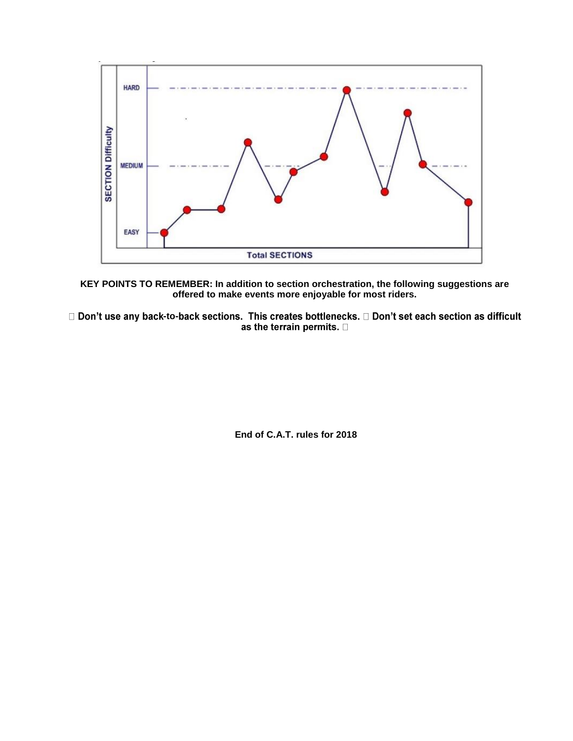HARD

MEDIUM

EASY

SECTION Difficulty

Total SECTIONS

**KEY POINTS TO REMEMBER: In addition to section orchestration, the following suggestions are offered to make events more enjoyable for most riders.**

- **Don't use any back-to-back sections. This creates bottlenecks.**
- **Don't set each section as difficult as the terrain permits.**

**End of C.A.T. rules for 2018**